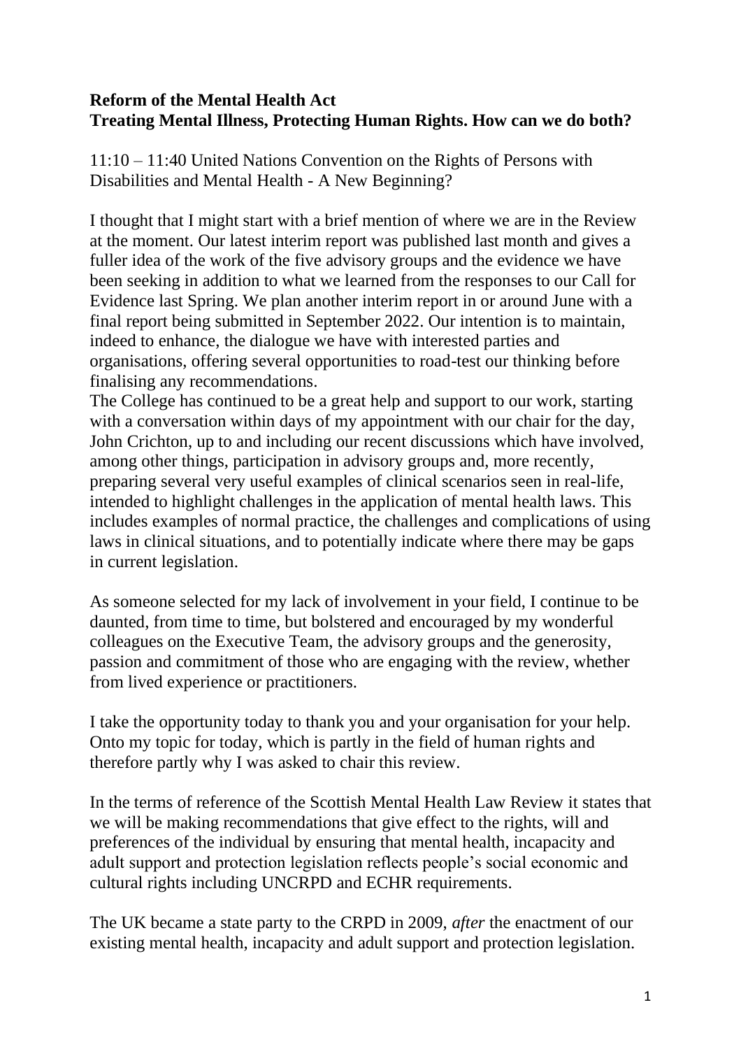**Reform of the Mental Health Act**
**Treating Mental Illness, Protecting Human Rights. How can we do both?**

11:10 – 11:40 United Nations Convention on the Rights of Persons with Disabilities and Mental Health - A New Beginning?

I thought that I might start with a brief mention of where we are in the Review at the moment. Our latest interim report was published last month and gives a fuller idea of the work of the five advisory groups and the evidence we have been seeking in addition to what we learned from the responses to our Call for Evidence last Spring. We plan another interim report in or around June with a final report being submitted in September 2022. Our intention is to maintain, indeed to enhance, the dialogue we have with interested parties and organisations, offering several opportunities to road-test our thinking before finalising any recommendations.
The College has continued to be a great help and support to our work, starting with a conversation within days of my appointment with our chair for the day, John Crichton, up to and including our recent discussions which have involved, among other things, participation in advisory groups and, more recently, preparing several very useful examples of clinical scenarios seen in real-life, intended to highlight challenges in the application of mental health laws. This includes examples of normal practice, the challenges and complications of using laws in clinical situations, and to potentially indicate where there may be gaps in current legislation.

As someone selected for my lack of involvement in your field, I continue to be daunted, from time to time, but bolstered and encouraged by my wonderful colleagues on the Executive Team, the advisory groups and the generosity, passion and commitment of those who are engaging with the review, whether from lived experience or practitioners.

I take the opportunity today to thank you and your organisation for your help. Onto my topic for today, which is partly in the field of human rights and therefore partly why I was asked to chair this review.

In the terms of reference of the Scottish Mental Health Law Review it states that we will be making recommendations that give effect to the rights, will and preferences of the individual by ensuring that mental health, incapacity and adult support and protection legislation reflects people's social economic and cultural rights including UNCRPD and ECHR requirements.

The UK became a state party to the CRPD in 2009, *after* the enactment of our existing mental health, incapacity and adult support and protection legislation.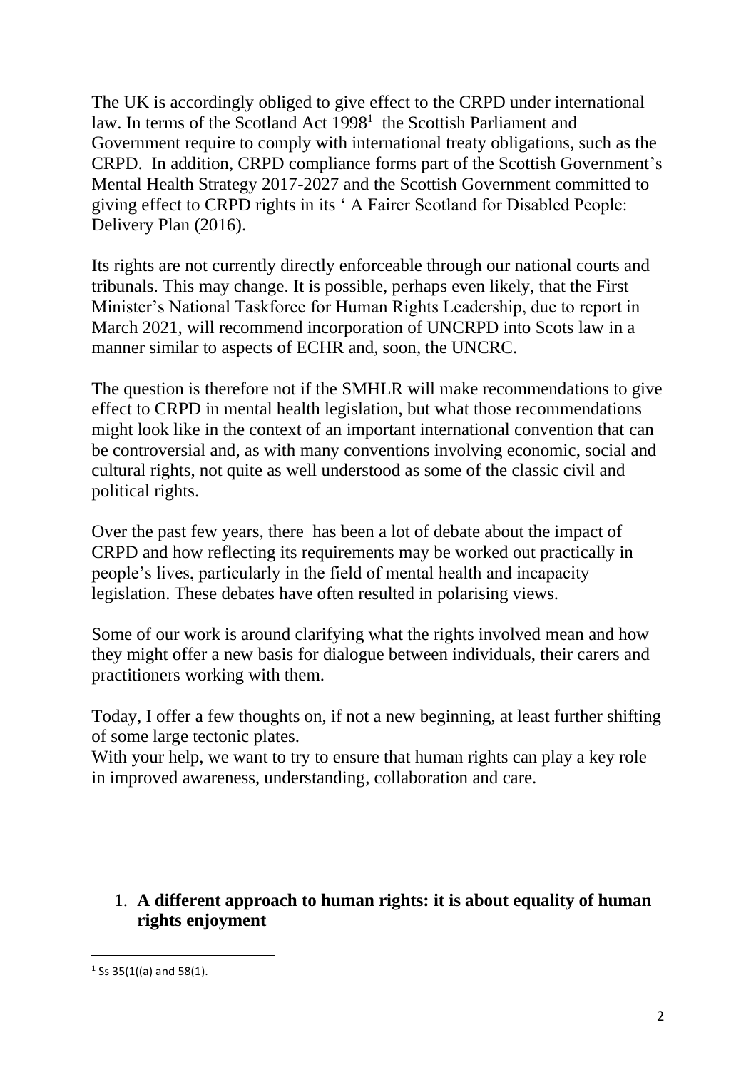The UK is accordingly obliged to give effect to the CRPD under international law. In terms of the Scotland Act 1998[1] the Scottish Parliament and Government require to comply with international treaty obligations, such as the CRPD. In addition, CRPD compliance forms part of the Scottish Government's Mental Health Strategy 2017-2027 and the Scottish Government committed to giving effect to CRPD rights in its ' A Fairer Scotland for Disabled People: Delivery Plan (2016).

Its rights are not currently directly enforceable through our national courts and tribunals. This may change. It is possible, perhaps even likely, that the First Minister's National Taskforce for Human Rights Leadership, due to report in March 2021, will recommend incorporation of UNCRPD into Scots law in a manner similar to aspects of ECHR and, soon, the UNCRC.

The question is therefore not if the SMHLR will make recommendations to give effect to CRPD in mental health legislation, but what those recommendations might look like in the context of an important international convention that can be controversial and, as with many conventions involving economic, social and cultural rights, not quite as well understood as some of the classic civil and political rights.

Over the past few years, there has been a lot of debate about the impact of CRPD and how reflecting its requirements may be worked out practically in people's lives, particularly in the field of mental health and incapacity legislation. These debates have often resulted in polarising views.

Some of our work is around clarifying what the rights involved mean and how they might offer a new basis for dialogue between individuals, their carers and practitioners working with them.

Today, I offer a few thoughts on, if not a new beginning, at least further shifting of some large tectonic plates.
With your help, we want to try to ensure that human rights can play a key role in improved awareness, understanding, collaboration and care.

1. **A different approach to human rights: it is about equality of human rights enjoyment**

[1] Ss 35(1((a) and 58(1).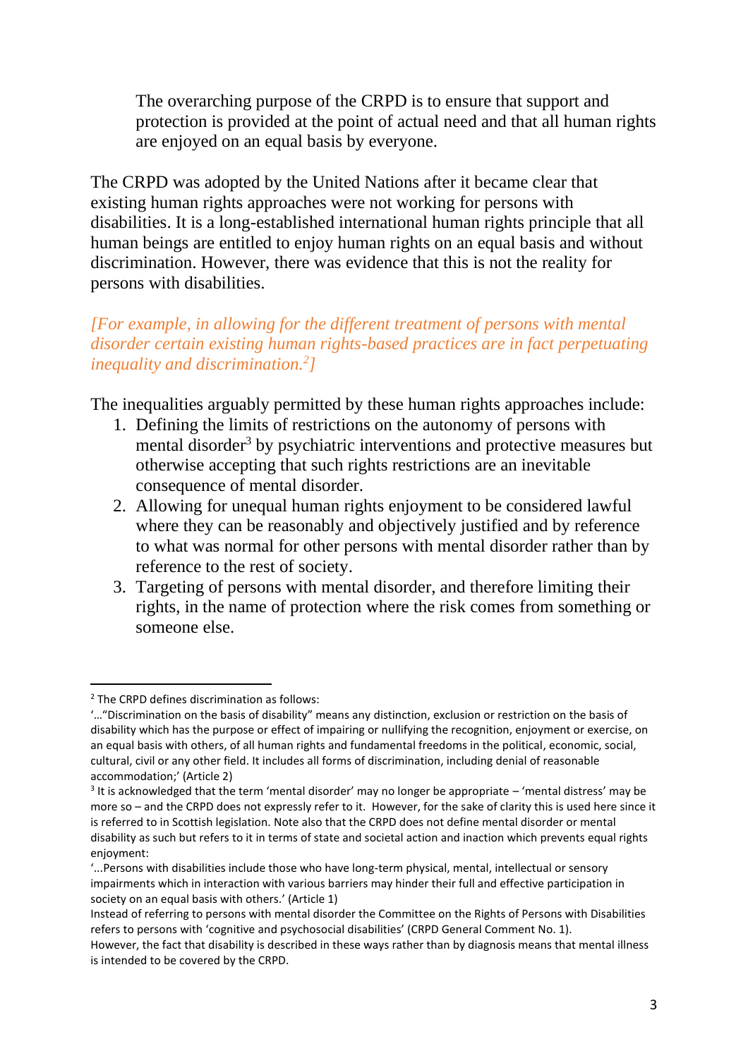> The overarching purpose of the CRPD is to ensure that support and protection is provided at the point of actual need and that all human rights are enjoyed on an equal basis by everyone.

The CRPD was adopted by the United Nations after it became clear that existing human rights approaches were not working for persons with disabilities. It is a long-established international human rights principle that all human beings are entitled to enjoy human rights on an equal basis and without discrimination. However, there was evidence that this is not the reality for persons with disabilities.

*[For example, in allowing for the different treatment of persons with mental disorder certain existing human rights-based practices are in fact perpetuating inequality and discrimination.[2]]*

The inequalities arguably permitted by these human rights approaches include:

1. Defining the limits of restrictions on the autonomy of persons with mental disorder[3] by psychiatric interventions and protective measures but otherwise accepting that such rights restrictions are an inevitable consequence of mental disorder.
2. Allowing for unequal human rights enjoyment to be considered lawful where they can be reasonably and objectively justified and by reference to what was normal for other persons with mental disorder rather than by reference to the rest of society.
3. Targeting of persons with mental disorder, and therefore limiting their rights, in the name of protection where the risk comes from something or someone else.

---

[2] The CRPD defines discrimination as follows:
'..."Discrimination on the basis of disability" means any distinction, exclusion or restriction on the basis of disability which has the purpose or effect of impairing or nullifying the recognition, enjoyment or exercise, on an equal basis with others, of all human rights and fundamental freedoms in the political, economic, social, cultural, civil or any other field. It includes all forms of discrimination, including denial of reasonable accommodation;' (Article 2)

[3] It is acknowledged that the term 'mental disorder' may no longer be appropriate – 'mental distress' may be more so – and the CRPD does not expressly refer to it. However, for the sake of clarity this is used here since it is referred to in Scottish legislation. Note also that the CRPD does not define mental disorder or mental disability as such but refers to it in terms of state and societal action and inaction which prevents equal rights enjoyment:
'...Persons with disabilities include those who have long-term physical, mental, intellectual or sensory impairments which in interaction with various barriers may hinder their full and effective participation in society on an equal basis with others.' (Article 1)
Instead of referring to persons with mental disorder the Committee on the Rights of Persons with Disabilities refers to persons with 'cognitive and psychosocial disabilities' (CRPD General Comment No. 1).
However, the fact that disability is described in these ways rather than by diagnosis means that mental illness is intended to be covered by the CRPD.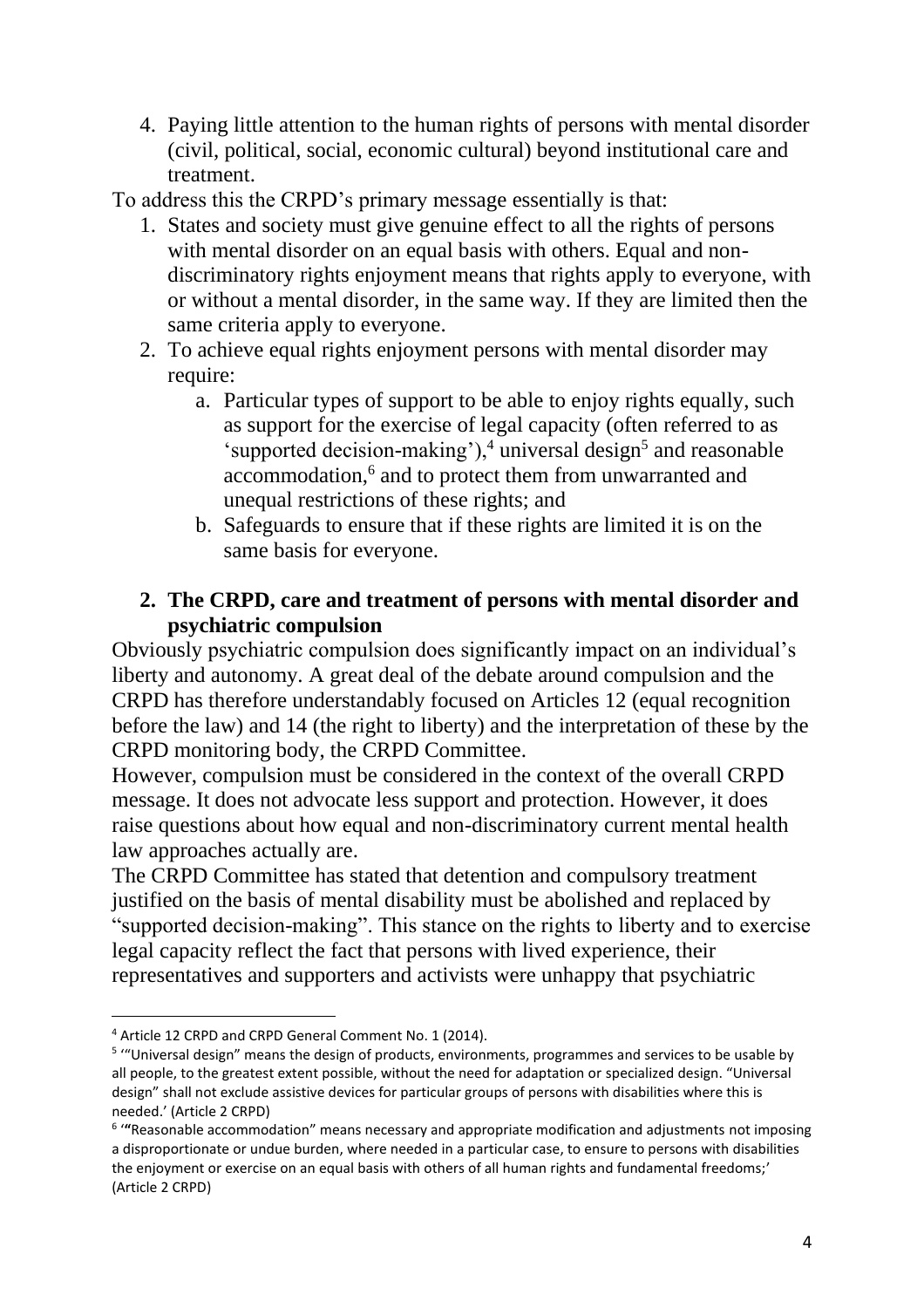4. Paying little attention to the human rights of persons with mental disorder (civil, political, social, economic cultural) beyond institutional care and treatment.

To address this the CRPD's primary message essentially is that:

1. States and society must give genuine effect to all the rights of persons with mental disorder on an equal basis with others. Equal and non-discriminatory rights enjoyment means that rights apply to everyone, with or without a mental disorder, in the same way. If they are limited then the same criteria apply to everyone.
2. To achieve equal rights enjoyment persons with mental disorder may require:
   a. Particular types of support to be able to enjoy rights equally, such as support for the exercise of legal capacity (often referred to as 'supported decision-making'),[4] universal design[5] and reasonable accommodation,[6] and to protect them from unwarranted and unequal restrictions of these rights; and
   b. Safeguards to ensure that if these rights are limited it is on the same basis for everyone.

## 2. The CRPD, care and treatment of persons with mental disorder and psychiatric compulsion

Obviously psychiatric compulsion does significantly impact on an individual's liberty and autonomy. A great deal of the debate around compulsion and the CRPD has therefore understandably focused on Articles 12 (equal recognition before the law) and 14 (the right to liberty) and the interpretation of these by the CRPD monitoring body, the CRPD Committee.

However, compulsion must be considered in the context of the overall CRPD message. It does not advocate less support and protection. However, it does raise questions about how equal and non-discriminatory current mental health law approaches actually are.

The CRPD Committee has stated that detention and compulsory treatment justified on the basis of mental disability must be abolished and replaced by "supported decision-making". This stance on the rights to liberty and to exercise legal capacity reflect the fact that persons with lived experience, their representatives and supporters and activists were unhappy that psychiatric

---

[4] Article 12 CRPD and CRPD General Comment No. 1 (2014).

[5] '"Universal design" means the design of products, environments, programmes and services to be usable by all people, to the greatest extent possible, without the need for adaptation or specialized design. "Universal design" shall not exclude assistive devices for particular groups of persons with disabilities where this is needed.' (Article 2 CRPD)

[6] '"Reasonable accommodation" means necessary and appropriate modification and adjustments not imposing a disproportionate or undue burden, where needed in a particular case, to ensure to persons with disabilities the enjoyment or exercise on an equal basis with others of all human rights and fundamental freedoms;' (Article 2 CRPD)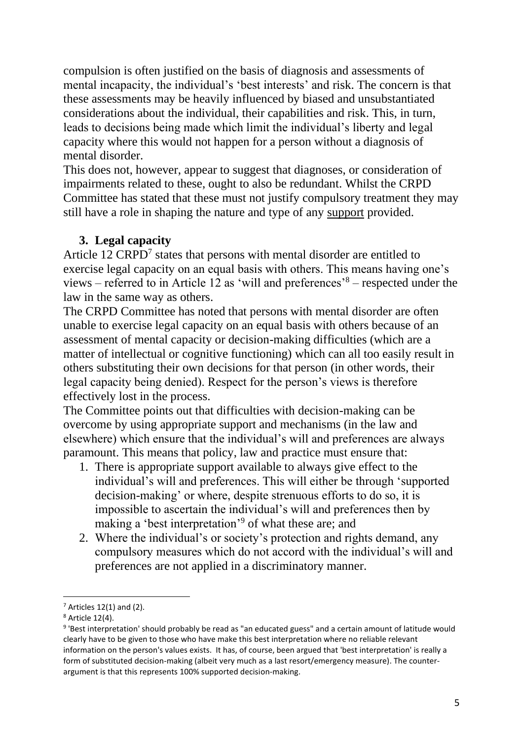compulsion is often justified on the basis of diagnosis and assessments of mental incapacity, the individual's 'best interests' and risk. The concern is that these assessments may be heavily influenced by biased and unsubstantiated considerations about the individual, their capabilities and risk. This, in turn, leads to decisions being made which limit the individual's liberty and legal capacity where this would not happen for a person without a diagnosis of mental disorder.

This does not, however, appear to suggest that diagnoses, or consideration of impairments related to these, ought to also be redundant. Whilst the CRPD Committee has stated that these must not justify compulsory treatment they may still have a role in shaping the nature and type of any <u>support</u> provided.

## 3. Legal capacity

Article 12 CRPD[7] states that persons with mental disorder are entitled to exercise legal capacity on an equal basis with others. This means having one's views – referred to in Article 12 as 'will and preferences'[8] – respected under the law in the same way as others.

The CRPD Committee has noted that persons with mental disorder are often unable to exercise legal capacity on an equal basis with others because of an assessment of mental capacity or decision-making difficulties (which are a matter of intellectual or cognitive functioning) which can all too easily result in others substituting their own decisions for that person (in other words, their legal capacity being denied). Respect for the person's views is therefore effectively lost in the process.

The Committee points out that difficulties with decision-making can be overcome by using appropriate support and mechanisms (in the law and elsewhere) which ensure that the individual's will and preferences are always paramount. This means that policy, law and practice must ensure that:

1. There is appropriate support available to always give effect to the individual's will and preferences. This will either be through 'supported decision-making' or where, despite strenuous efforts to do so, it is impossible to ascertain the individual's will and preferences then by making a 'best interpretation'[9] of what these are; and
2. Where the individual's or society's protection and rights demand, any compulsory measures which do not accord with the individual's will and preferences are not applied in a discriminatory manner.

---

[7] Articles 12(1) and (2).

[8] Article 12(4).

[9] 'Best interpretation' should probably be read as "an educated guess" and a certain amount of latitude would clearly have to be given to those who have make this best interpretation where no reliable relevant information on the person's values exists. It has, of course, been argued that 'best interpretation' is really a form of substituted decision-making (albeit very much as a last resort/emergency measure). The counter-argument is that this represents 100% supported decision-making.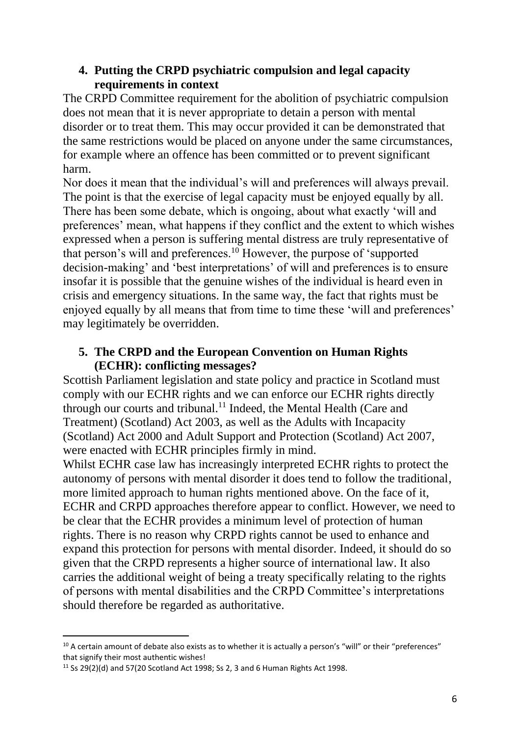## 4. Putting the CRPD psychiatric compulsion and legal capacity requirements in context

The CRPD Committee requirement for the abolition of psychiatric compulsion does not mean that it is never appropriate to detain a person with mental disorder or to treat them. This may occur provided it can be demonstrated that the same restrictions would be placed on anyone under the same circumstances, for example where an offence has been committed or to prevent significant harm.

Nor does it mean that the individual's will and preferences will always prevail. The point is that the exercise of legal capacity must be enjoyed equally by all. There has been some debate, which is ongoing, about what exactly 'will and preferences' mean, what happens if they conflict and the extent to which wishes expressed when a person is suffering mental distress are truly representative of that person's will and preferences.[10] However, the purpose of 'supported decision-making' and 'best interpretations' of will and preferences is to ensure insofar it is possible that the genuine wishes of the individual is heard even in crisis and emergency situations. In the same way, the fact that rights must be enjoyed equally by all means that from time to time these 'will and preferences' may legitimately be overridden.

## 5. The CRPD and the European Convention on Human Rights (ECHR): conflicting messages?

Scottish Parliament legislation and state policy and practice in Scotland must comply with our ECHR rights and we can enforce our ECHR rights directly through our courts and tribunal.[11] Indeed, the Mental Health (Care and Treatment) (Scotland) Act 2003, as well as the Adults with Incapacity (Scotland) Act 2000 and Adult Support and Protection (Scotland) Act 2007, were enacted with ECHR principles firmly in mind.

Whilst ECHR case law has increasingly interpreted ECHR rights to protect the autonomy of persons with mental disorder it does tend to follow the traditional, more limited approach to human rights mentioned above. On the face of it, ECHR and CRPD approaches therefore appear to conflict. However, we need to be clear that the ECHR provides a minimum level of protection of human rights. There is no reason why CRPD rights cannot be used to enhance and expand this protection for persons with mental disorder. Indeed, it should do so given that the CRPD represents a higher source of international law. It also carries the additional weight of being a treaty specifically relating to the rights of persons with mental disabilities and the CRPD Committee's interpretations should therefore be regarded as authoritative.

---

[10] A certain amount of debate also exists as to whether it is actually a person's "will" or their "preferences" that signify their most authentic wishes!

[11] Ss 29(2)(d) and 57(20 Scotland Act 1998; Ss 2, 3 and 6 Human Rights Act 1998.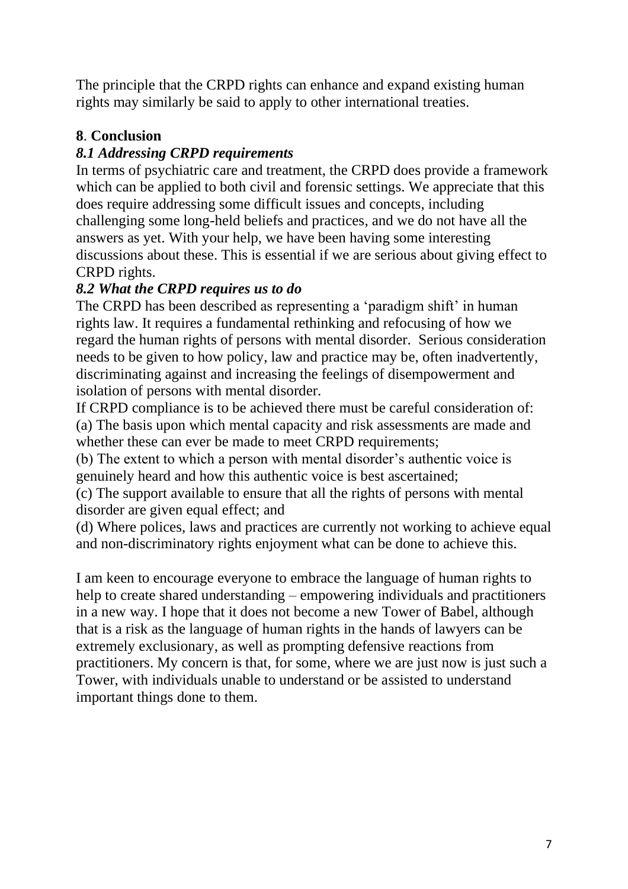The principle that the CRPD rights can enhance and expand existing human rights may similarly be said to apply to other international treaties.

## 8. Conclusion

### *8.1 Addressing CRPD requirements*

In terms of psychiatric care and treatment, the CRPD does provide a framework which can be applied to both civil and forensic settings. We appreciate that this does require addressing some difficult issues and concepts, including challenging some long-held beliefs and practices, and we do not have all the answers as yet. With your help, we have been having some interesting discussions about these. This is essential if we are serious about giving effect to CRPD rights.

### *8.2 What the CRPD requires us to do*

The CRPD has been described as representing a 'paradigm shift' in human rights law. It requires a fundamental rethinking and refocusing of how we regard the human rights of persons with mental disorder. Serious consideration needs to be given to how policy, law and practice may be, often inadvertently, discriminating against and increasing the feelings of disempowerment and isolation of persons with mental disorder.

If CRPD compliance is to be achieved there must be careful consideration of:

(a) The basis upon which mental capacity and risk assessments are made and whether these can ever be made to meet CRPD requirements;

(b) The extent to which a person with mental disorder's authentic voice is genuinely heard and how this authentic voice is best ascertained;

(c) The support available to ensure that all the rights of persons with mental disorder are given equal effect; and

(d) Where polices, laws and practices are currently not working to achieve equal and non-discriminatory rights enjoyment what can be done to achieve this.

I am keen to encourage everyone to embrace the language of human rights to help to create shared understanding – empowering individuals and practitioners in a new way. I hope that it does not become a new Tower of Babel, although that is a risk as the language of human rights in the hands of lawyers can be extremely exclusionary, as well as prompting defensive reactions from practitioners. My concern is that, for some, where we are just now is just such a Tower, with individuals unable to understand or be assisted to understand important things done to them.